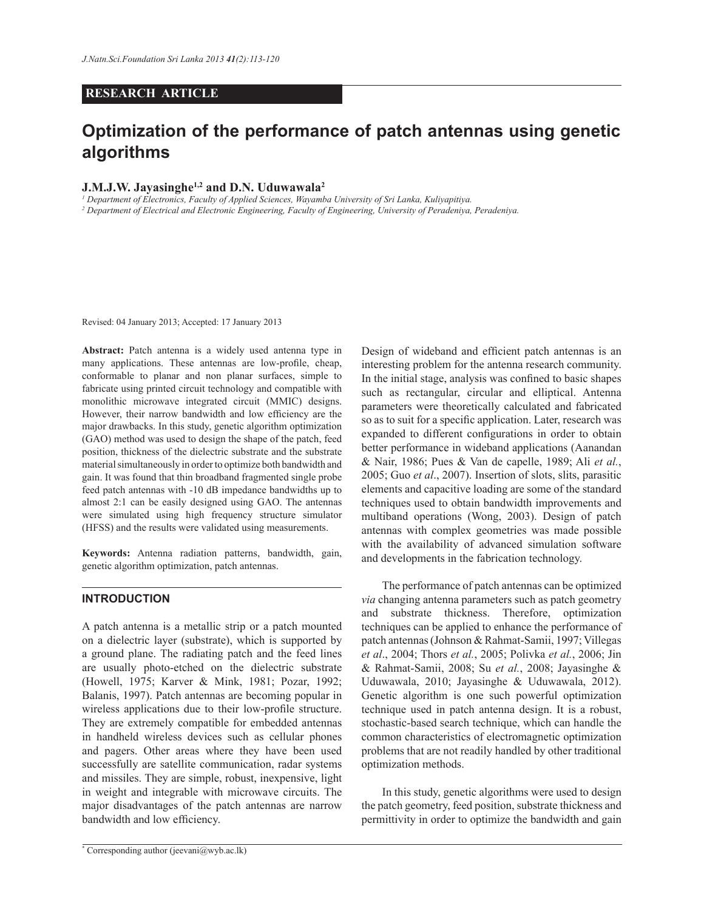RESEARCH ARTICLE

# Optimization of the performance of patch antennas using genetic algorithms

**J.M.J.W. Jayasinghe[1,2] and D.N. Uduwawala[2]**

[1] *Department of Electronics, Faculty of Applied Sciences, Wayamba University of Sri Lanka, Kuliyapitiya.*

[2] *Department of Electrical and Electronic Engineering, Faculty of Engineering, University of Peradeniya, Peradeniya.*

Revised: 04 January 2013; Accepted: 17 January 2013

**Abstract:** Patch antenna is a widely used antenna type in many applications. These antennas are low-profile, cheap, conformable to planar and non planar surfaces, simple to fabricate using printed circuit technology and compatible with monolithic microwave integrated circuit (MMIC) designs. However, their narrow bandwidth and low efficiency are the major drawbacks. In this study, genetic algorithm optimization (GAO) method was used to design the shape of the patch, feed position, thickness of the dielectric substrate and the substrate material simultaneously in order to optimize both bandwidth and gain. It was found that thin broadband fragmented single probe feed patch antennas with -10 dB impedance bandwidths up to almost 2:1 can be easily designed using GAO. The antennas were simulated using high frequency structure simulator (HFSS) and the results were validated using measurements.

**Keywords:** Antenna radiation patterns, bandwidth, gain, genetic algorithm optimization, patch antennas.

## INTRODUCTION

A patch antenna is a metallic strip or a patch mounted on a dielectric layer (substrate), which is supported by a ground plane. The radiating patch and the feed lines are usually photo-etched on the dielectric substrate (Howell, 1975; Karver & Mink, 1981; Pozar, 1992; Balanis, 1997). Patch antennas are becoming popular in wireless applications due to their low-profile structure. They are extremely compatible for embedded antennas in handheld wireless devices such as cellular phones and pagers. Other areas where they have been used successfully are satellite communication, radar systems and missiles. They are simple, robust, inexpensive, light in weight and integrable with microwave circuits. The major disadvantages of the patch antennas are narrow bandwidth and low efficiency.

Design of wideband and efficient patch antennas is an interesting problem for the antenna research community. In the initial stage, analysis was confined to basic shapes such as rectangular, circular and elliptical. Antenna parameters were theoretically calculated and fabricated so as to suit for a specific application. Later, research was expanded to different configurations in order to obtain better performance in wideband applications (Aanandan & Nair, 1986; Pues & Van de capelle, 1989; Ali *et al.*, 2005; Guo *et al*., 2007). Insertion of slots, slits, parasitic elements and capacitive loading are some of the standard techniques used to obtain bandwidth improvements and multiband operations (Wong, 2003). Design of patch antennas with complex geometries was made possible with the availability of advanced simulation software and developments in the fabrication technology.

The performance of patch antennas can be optimized *via* changing antenna parameters such as patch geometry and substrate thickness. Therefore, optimization techniques can be applied to enhance the performance of patch antennas (Johnson & Rahmat-Samii, 1997; Villegas *et al*., 2004; Thors *et al.*, 2005; Polivka *et al.*, 2006; Jin & Rahmat-Samii, 2008; Su *et al.*, 2008; Jayasinghe & Uduwawala, 2010; Jayasinghe & Uduwawala, 2012). Genetic algorithm is one such powerful optimization technique used in patch antenna design. It is a robust, stochastic-based search technique, which can handle the common characteristics of electromagnetic optimization problems that are not readily handled by other traditional optimization methods.

In this study, genetic algorithms were used to design the patch geometry, feed position, substrate thickness and permittivity in order to optimize the bandwidth and gain

* Corresponding author (jeevani@wyb.ac.lk)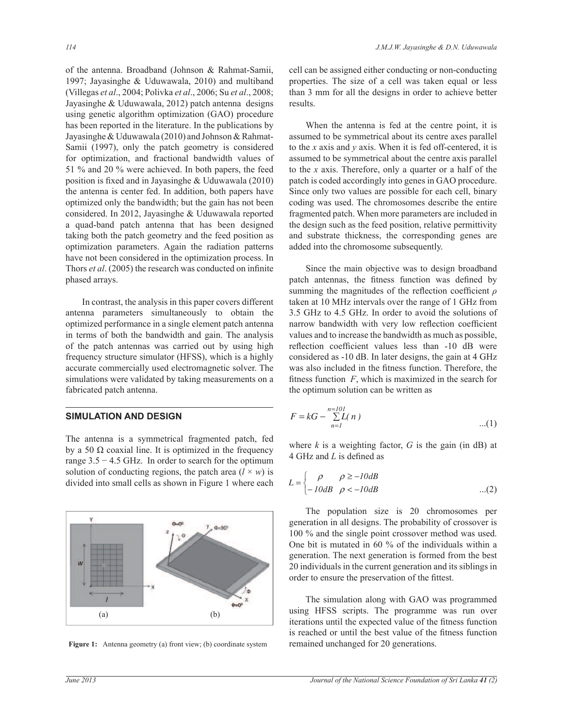of the antenna. Broadband (Johnson & Rahmat-Samii, 1997; Jayasinghe & Uduwawala, 2010) and multiband (Villegas *et al*., 2004; Polivka *et al*., 2006; Su *et al*., 2008; Jayasinghe & Uduwawala, 2012) patch antenna designs using genetic algorithm optimization (GAO) procedure has been reported in the literature. In the publications by Jayasinghe & Uduwawala (2010) and Johnson & Rahmat-Samii (1997), only the patch geometry is considered for optimization, and fractional bandwidth values of 51 % and 20 % were achieved. In both papers, the feed position is fixed and in Jayasinghe & Uduwawala (2010) the antenna is center fed. In addition, both papers have optimized only the bandwidth; but the gain has not been considered. In 2012, Jayasinghe & Uduwawala reported a quad-band patch antenna that has been designed taking both the patch geometry and the feed position as optimization parameters. Again the radiation patterns have not been considered in the optimization process. In Thors *et al*. (2005) the research was conducted on infinite phased arrays.

In contrast, the analysis in this paper covers different antenna parameters simultaneously to obtain the optimized performance in a single element patch antenna in terms of both the bandwidth and gain. The analysis of the patch antennas was carried out by using high frequency structure simulator (HFSS), which is a highly accurate commercially used electromagnetic solver. The simulations were validated by taking measurements on a fabricated patch antenna.

## SIMULATION AND DESIGN

The antenna is a symmetrical fragmented patch, fed by a 50 Ω coaxial line. It is optimized in the frequency range 3.5 − 4.5 GHz. In order to search for the optimum solution of conducting regions, the patch area ($l \times w$) is divided into small cells as shown in Figure 1 where each cell can be assigned either conducting or non-conducting properties. The size of a cell was taken equal or less than 3 mm for all the designs in order to achieve better results.

Figure 1: Antenna geometry (a) front view; (b) coordinate system

When the antenna is fed at the centre point, it is assumed to be symmetrical about its centre axes parallel to the $x$ axis and $y$ axis. When it is fed off-centered, it is assumed to be symmetrical about the centre axis parallel to the $x$ axis. Therefore, only a quarter or a half of the patch is coded accordingly into genes in GAO procedure. Since only two values are possible for each cell, binary coding was used. The chromosomes describe the entire fragmented patch. When more parameters are included in the design such as the feed position, relative permittivity and substrate thickness, the corresponding genes are added into the chromosome subsequently.

Since the main objective was to design broadband patch antennas, the fitness function was defined by summing the magnitudes of the reflection coefficient $\rho$ taken at 10 MHz intervals over the range of 1 GHz from 3.5 GHz to 4.5 GHz. In order to avoid the solutions of narrow bandwidth with very low reflection coefficient values and to increase the bandwidth as much as possible, reflection coefficient values less than -10 dB were considered as -10 dB. In later designs, the gain at 4 GHz was also included in the fitness function. Therefore, the fitness function $F$, which is maximized in the search for the optimum solution can be written as

$$F = kG - \sum_{n=1}^{n=101} L(n) \qquad ...(1)$$

where $k$ is a weighting factor, $G$ is the gain (in dB) at 4 GHz and $L$ is defined as

$$L = \begin{cases} \rho & \rho \geq -10dB \\ -10dB & \rho < -10dB \end{cases} \qquad ...(2)$$

The population size is 20 chromosomes per generation in all designs. The probability of crossover is 100 % and the single point crossover method was used. One bit is mutated in 60 % of the individuals within a generation. The next generation is formed from the best 20 individuals in the current generation and its siblings in order to ensure the preservation of the fittest.

The simulation along with GAO was programmed using HFSS scripts. The programme was run over iterations until the expected value of the fitness function is reached or until the best value of the fitness function remained unchanged for 20 generations.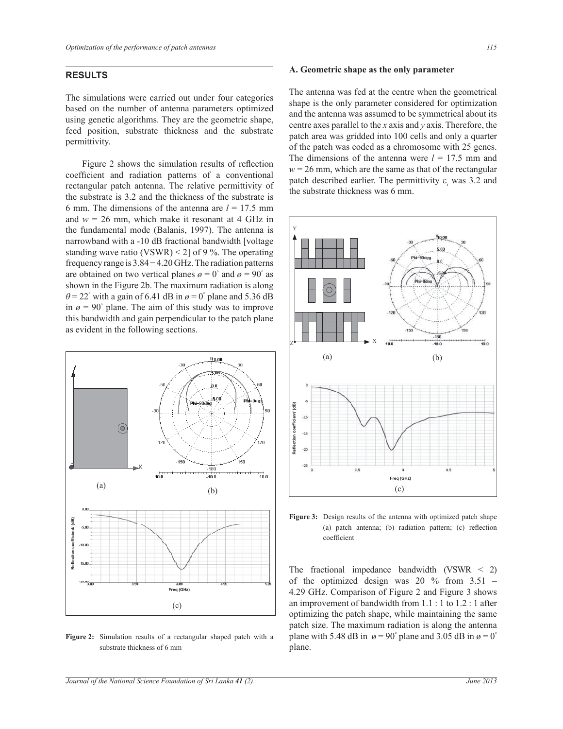## RESULTS

The simulations were carried out under four categories based on the number of antenna parameters optimized using genetic algorithms. They are the geometric shape, feed position, substrate thickness and the substrate permittivity.

Figure 2 shows the simulation results of reflection coefficient and radiation patterns of a conventional rectangular patch antenna. The relative permittivity of the substrate is 3.2 and the thickness of the substrate is 6 mm. The dimensions of the antenna are $l$ = 17.5 mm and $w$ = 26 mm, which make it resonant at 4 GHz in the fundamental mode (Balanis, 1997). The antenna is narrowband with a -10 dB fractional bandwidth [voltage standing wave ratio (VSWR) < 2] of 9 %. The operating frequency range is 3.84 − 4.20 GHz. The radiation patterns are obtained on two vertical planes $\phi = 0^{\circ}$ and $\phi = 90^{\circ}$ as shown in the Figure 2b. The maximum radiation is along $\theta = 22^{\circ}$ with a gain of 6.41 dB in $\phi = 0^{\circ}$ plane and 5.36 dB in $\phi = 90^{\circ}$ plane. The aim of this study was to improve this bandwidth and gain perpendicular to the patch plane as evident in the following sections.

**Figure 2:** Simulation results of a rectangular shaped patch with a substrate thickness of 6 mm

### A. Geometric shape as the only parameter

The antenna was fed at the centre when the geometrical shape is the only parameter considered for optimization and the antenna was assumed to be symmetrical about its centre axes parallel to the $x$ axis and $y$ axis. Therefore, the patch area was gridded into 100 cells and only a quarter of the patch was coded as a chromosome with 25 genes. The dimensions of the antenna were $l$ = 17.5 mm and $w$ = 26 mm, which are the same as that of the rectangular patch described earlier. The permittivity $\varepsilon_r$ was 3.2 and the substrate thickness was 6 mm.

**Figure 3:** Design results of the antenna with optimized patch shape (a) patch antenna; (b) radiation pattern; (c) reflection coefficient

The fractional impedance bandwidth (VSWR < 2) of the optimized design was 20 % from 3.51 – 4.29 GHz. Comparison of Figure 2 and Figure 3 shows an improvement of bandwidth from 1.1 : 1 to 1.2 : 1 after optimizing the patch shape, while maintaining the same patch size. The maximum radiation is along the antenna plane with 5.48 dB in $\phi = 90^{\circ}$ plane and 3.05 dB in $\phi = 0^{\circ}$ plane.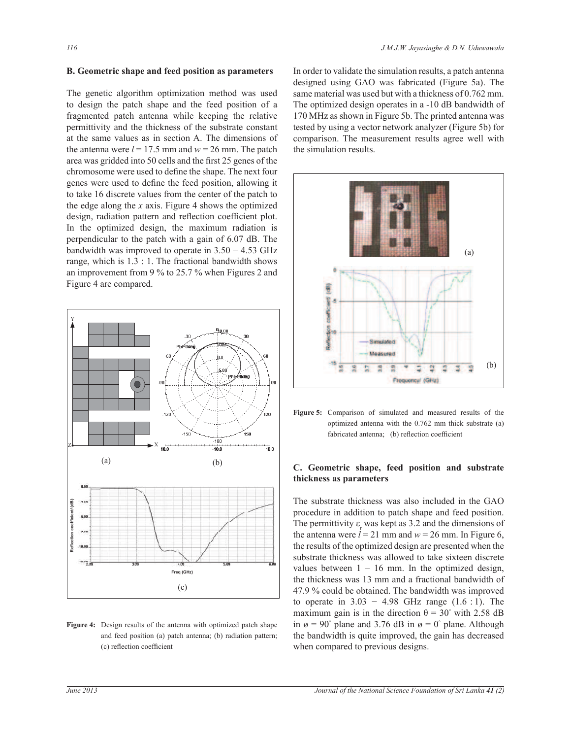### B. Geometric shape and feed position as parameters

The genetic algorithm optimization method was used to design the patch shape and the feed position of a fragmented patch antenna while keeping the relative permittivity and the thickness of the substrate constant at the same values as in section A. The dimensions of the antenna were $l = 17.5$ mm and $w = 26$ mm. The patch area was gridded into 50 cells and the first 25 genes of the chromosome were used to define the shape. The next four genes were used to define the feed position, allowing it to take 16 discrete values from the center of the patch to the edge along the $x$ axis. Figure 4 shows the optimized design, radiation pattern and reflection coefficient plot. In the optimized design, the maximum radiation is perpendicular to the patch with a gain of 6.07 dB. The bandwidth was improved to operate in 3.50 − 4.53 GHz range, which is 1.3 : 1. The fractional bandwidth shows an improvement from 9 % to 25.7 % when Figures 2 and Figure 4 are compared.

**Figure 4:** Design results of the antenna with optimized patch shape and feed position (a) patch antenna; (b) radiation pattern; (c) reflection coefficient

In order to validate the simulation results, a patch antenna designed using GAO was fabricated (Figure 5a). The same material was used but with a thickness of 0.762 mm. The optimized design operates in a -10 dB bandwidth of 170 MHz as shown in Figure 5b. The printed antenna was tested by using a vector network analyzer (Figure 5b) for comparison. The measurement results agree well with the simulation results.

**Figure 5:** Comparison of simulated and measured results of the optimized antenna with the 0.762 mm thick substrate (a) fabricated antenna; (b) reflection coefficient

### C. Geometric shape, feed position and substrate thickness as parameters

The substrate thickness was also included in the GAO procedure in addition to patch shape and feed position. The permittivity $\varepsilon_r$ was kept as 3.2 and the dimensions of the antenna were $l = 21$ mm and $w = 26$ mm. In Figure 6, the results of the optimized design are presented when the substrate thickness was allowed to take sixteen discrete values between 1 – 16 mm. In the optimized design, the thickness was 13 mm and a fractional bandwidth of 47.9 % could be obtained. The bandwidth was improved to operate in 3.03 − 4.98 GHz range (1.6 : 1). The maximum gain is in the direction $\theta = 30^\circ$ with 2.58 dB in $\phi = 90^\circ$ plane and 3.76 dB in $\phi = 0^\circ$ plane. Although the bandwidth is quite improved, the gain has decreased when compared to previous designs.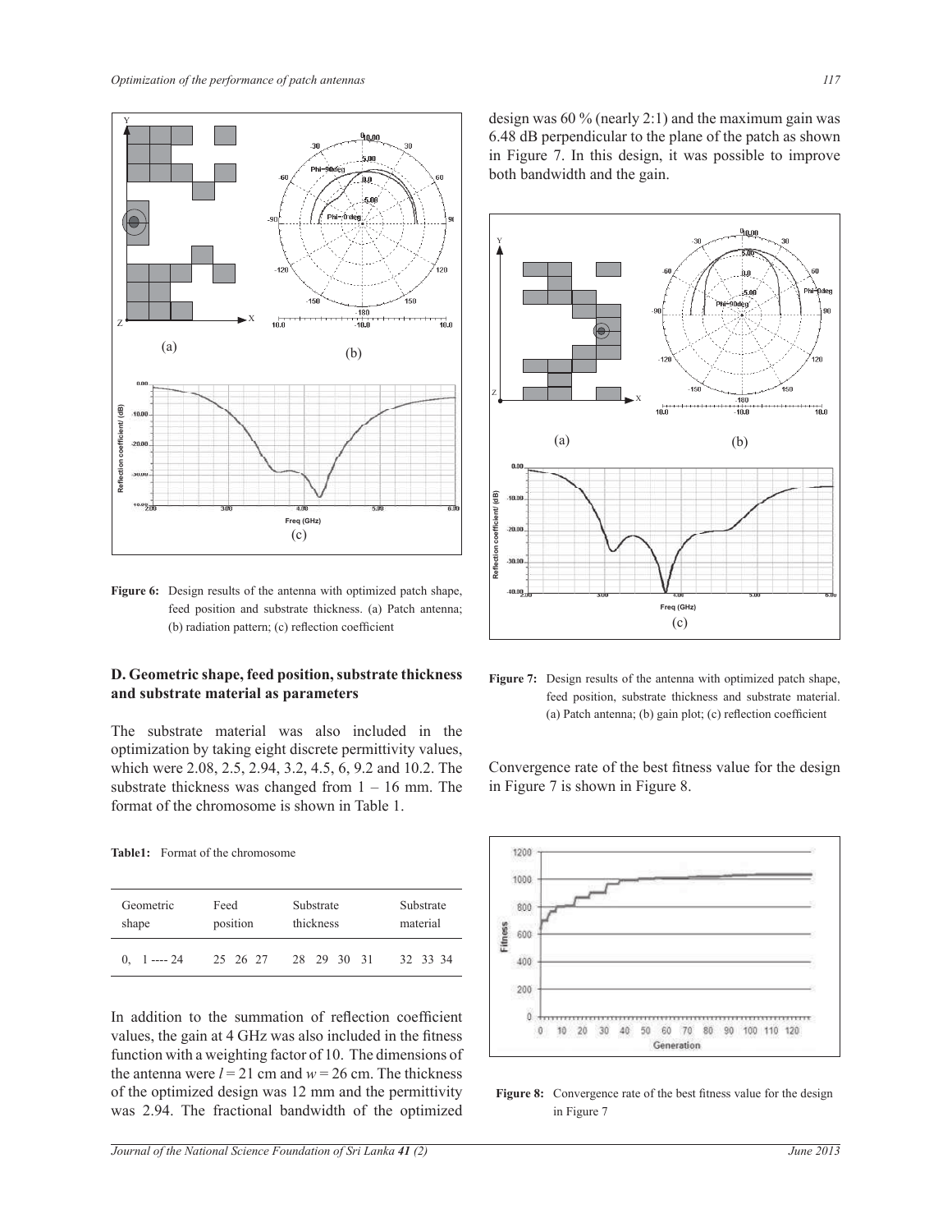**Figure 6:** Design results of the antenna with optimized patch shape, feed position and substrate thickness. (a) Patch antenna; (b) radiation pattern; (c) reflection coefficient

## D. Geometric shape, feed position, substrate thickness and substrate material as parameters

The substrate material was also included in the optimization by taking eight discrete permittivity values, which were 2.08, 2.5, 2.94, 3.2, 4.5, 6, 9.2 and 10.2. The substrate thickness was changed from 1 – 16 mm. The format of the chromosome is shown in Table 1.

**Table1:** Format of the chromosome

| Geometric shape | Feed position | Substrate thickness | Substrate material |
|---|---|---|---|
| 0, 1 ---- 24 | 25 26 27 | 28 29 30 31 | 32 33 34 |

In addition to the summation of reflection coefficient values, the gain at 4 GHz was also included in the fitness function with a weighting factor of 10. The dimensions of the antenna were $l = 21$ cm and $w = 26$ cm. The thickness of the optimized design was 12 mm and the permittivity was 2.94. The fractional bandwidth of the optimized design was 60 % (nearly 2:1) and the maximum gain was 6.48 dB perpendicular to the plane of the patch as shown in Figure 7. In this design, it was possible to improve both bandwidth and the gain.

**Figure 7:** Design results of the antenna with optimized patch shape, feed position, substrate thickness and substrate material. (a) Patch antenna; (b) gain plot; (c) reflection coefficient

Convergence rate of the best fitness value for the design in Figure 7 is shown in Figure 8.

**Figure 8:** Convergence rate of the best fitness value for the design in Figure 7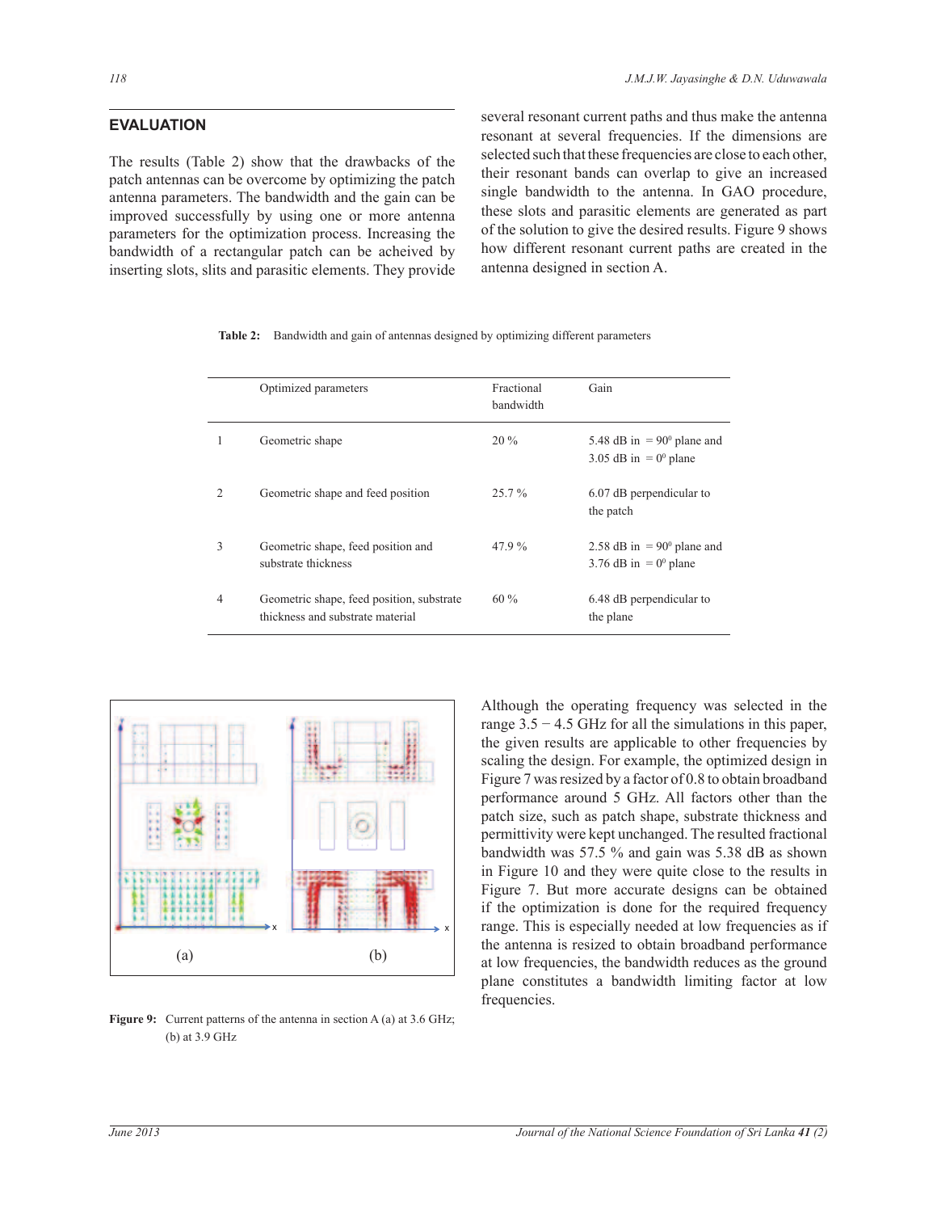## EVALUATION

The results (Table 2) show that the drawbacks of the patch antennas can be overcome by optimizing the patch antenna parameters. The bandwidth and the gain can be improved successfully by using one or more antenna parameters for the optimization process. Increasing the bandwidth of a rectangular patch can be acheived by inserting slots, slits and parasitic elements. They provide several resonant current paths and thus make the antenna resonant at several frequencies. If the dimensions are selected such that these frequencies are close to each other, their resonant bands can overlap to give an increased single bandwidth to the antenna. In GAO procedure, these slots and parasitic elements are generated as part of the solution to give the desired results. Figure 9 shows how different resonant current paths are created in the antenna designed in section A.

**Table 2:** Bandwidth and gain of antennas designed by optimizing different parameters

| | Optimized parameters | Fractional bandwidth | Gain |
|---|---|---|---|
| 1 | Geometric shape | 20 % | 5.48 dB in = $90^0$ plane and 3.05 dB in = $0^0$ plane |
| 2 | Geometric shape and feed position | 25.7 % | 6.07 dB perpendicular to the patch |
| 3 | Geometric shape, feed position and substrate thickness | 47.9 % | 2.58 dB in = $90^0$ plane and 3.76 dB in = $0^0$ plane |
| 4 | Geometric shape, feed position, substrate thickness and substrate material | 60 % | 6.48 dB perpendicular to the plane |

**Figure 9:** Current patterns of the antenna in section A (a) at 3.6 GHz; (b) at 3.9 GHz

Although the operating frequency was selected in the range 3.5 − 4.5 GHz for all the simulations in this paper, the given results are applicable to other frequencies by scaling the design. For example, the optimized design in Figure 7 was resized by a factor of 0.8 to obtain broadband performance around 5 GHz. All factors other than the patch size, such as patch shape, substrate thickness and permittivity were kept unchanged. The resulted fractional bandwidth was 57.5 % and gain was 5.38 dB as shown in Figure 10 and they were quite close to the results in Figure 7. But more accurate designs can be obtained if the optimization is done for the required frequency range. This is especially needed at low frequencies as if the antenna is resized to obtain broadband performance at low frequencies, the bandwidth reduces as the ground plane constitutes a bandwidth limiting factor at low frequencies.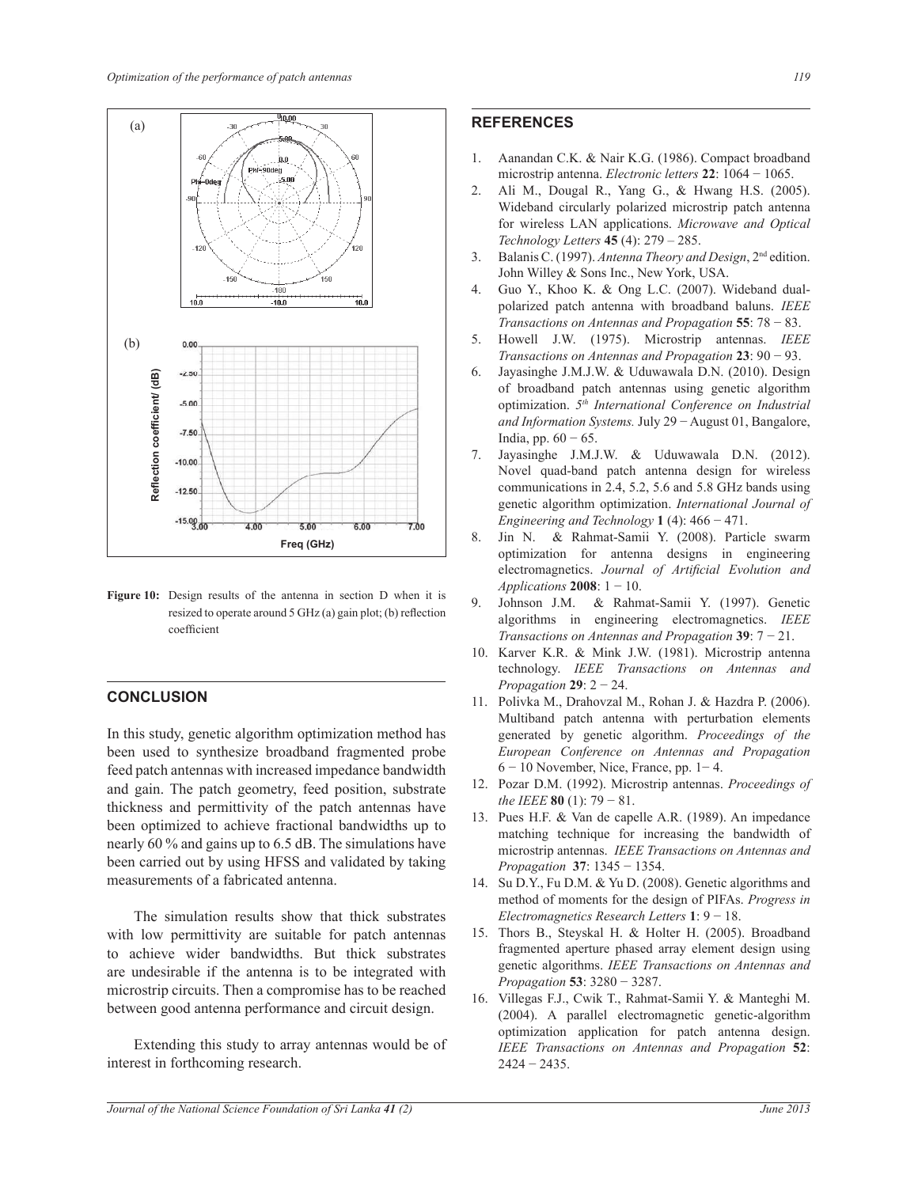Figure 10: Design results of the antenna in section D when it is resized to operate around 5 GHz (a) gain plot; (b) reflection coefficient

## CONCLUSION

In this study, genetic algorithm optimization method has been used to synthesize broadband fragmented probe feed patch antennas with increased impedance bandwidth and gain. The patch geometry, feed position, substrate thickness and permittivity of the patch antennas have been optimized to achieve fractional bandwidths up to nearly 60 % and gains up to 6.5 dB. The simulations have been carried out by using HFSS and validated by taking measurements of a fabricated antenna.

The simulation results show that thick substrates with low permittivity are suitable for patch antennas to achieve wider bandwidths. But thick substrates are undesirable if the antenna is to be integrated with microstrip circuits. Then a compromise has to be reached between good antenna performance and circuit design.

Extending this study to array antennas would be of interest in forthcoming research.

## REFERENCES

1. Aanandan C.K. & Nair K.G. (1986). Compact broadband microstrip antenna. *Electronic letters* **22**: 1064 − 1065.
2. Ali M., Dougal R., Yang G., & Hwang H.S. (2005). Wideband circularly polarized microstrip patch antenna for wireless LAN applications. *Microwave and Optical Technology Letters* **45** (4): 279 – 285.
3. Balanis C. (1997). *Antenna Theory and Design*, 2nd edition. John Willey & Sons Inc., New York, USA.
4. Guo Y., Khoo K. & Ong L.C. (2007). Wideband dual-polarized patch antenna with broadband baluns. *IEEE Transactions on Antennas and Propagation* **55**: 78 − 83.
5. Howell J.W. (1975). Microstrip antennas. *IEEE Transactions on Antennas and Propagation* **23**: 90 − 93.
6. Jayasinghe J.M.J.W. & Uduwawala D.N. (2010). Design of broadband patch antennas using genetic algorithm optimization. *5th International Conference on Industrial and Information Systems.* July 29 − August 01, Bangalore, India, pp. 60 − 65.
7. Jayasinghe J.M.J.W. & Uduwawala D.N. (2012). Novel quad-band patch antenna design for wireless communications in 2.4, 5.2, 5.6 and 5.8 GHz bands using genetic algorithm optimization. *International Journal of Engineering and Technology* **1** (4): 466 − 471.
8. Jin N. & Rahmat-Samii Y. (2008). Particle swarm optimization for antenna designs in engineering electromagnetics. *Journal of Artificial Evolution and Applications* **2008**: 1 − 10.
9. Johnson J.M. & Rahmat-Samii Y. (1997). Genetic algorithms in engineering electromagnetics. *IEEE Transactions on Antennas and Propagation* **39**: 7 − 21.
10. Karver K.R. & Mink J.W. (1981). Microstrip antenna technology. *IEEE Transactions on Antennas and Propagation* **29**: 2 − 24.
11. Polivka M., Drahovzal M., Rohan J. & Hazdra P. (2006). Multiband patch antenna with perturbation elements generated by genetic algorithm. *Proceedings of the European Conference on Antennas and Propagation* 6 − 10 November, Nice, France, pp. 1− 4.
12. Pozar D.M. (1992). Microstrip antennas. *Proceedings of the IEEE* **80** (1): 79 − 81.
13. Pues H.F. & Van de capelle A.R. (1989). An impedance matching technique for increasing the bandwidth of microstrip antennas. *IEEE Transactions on Antennas and Propagation* **37**: 1345 − 1354.
14. Su D.Y., Fu D.M. & Yu D. (2008). Genetic algorithms and method of moments for the design of PIFAs. *Progress in Electromagnetics Research Letters* **1**: 9 − 18.
15. Thors B., Steyskal H. & Holter H. (2005). Broadband fragmented aperture phased array element design using genetic algorithms. *IEEE Transactions on Antennas and Propagation* **53**: 3280 − 3287.
16. Villegas F.J., Cwik T., Rahmat-Samii Y. & Manteghi M. (2004). A parallel electromagnetic genetic-algorithm optimization application for patch antenna design. *IEEE Transactions on Antennas and Propagation* **52**: 2424 − 2435.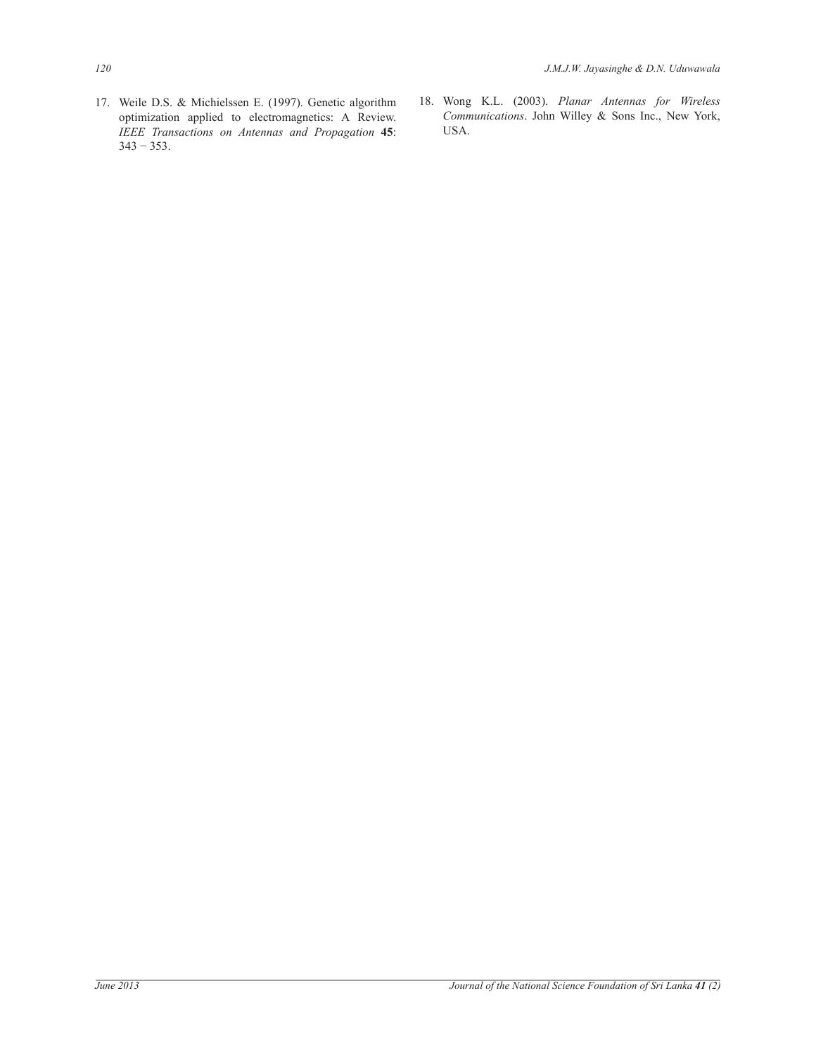17. Weile D.S. & Michielssen E. (1997). Genetic algorithm optimization applied to electromagnetics: A Review. *IEEE Transactions on Antennas and Propagation* **45**: 343 − 353.
18. Wong K.L. (2003). *Planar Antennas for Wireless Communications*. John Willey & Sons Inc., New York, USA.